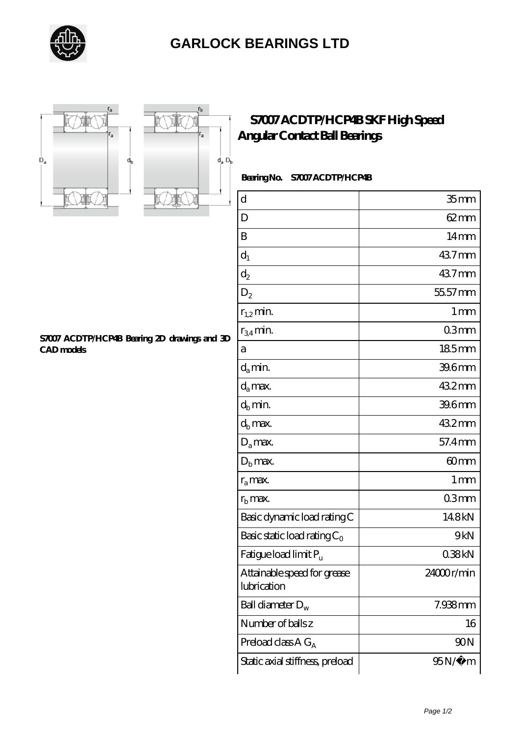# GARLOCK BEARINGS LTD

## S7007 ACDTP/HCP4B SKF High Speed Angular Contact Ball Bearings

S7007 ACDTP/HCP4B Bearing 2D drawings and 3D CAD models

**Bearing No. S7007 ACDTP/HCP4B**

| | |
|---|---|
| d | 35 mm |
| D | 62 mm |
| B | 14 mm |
| $d_1$ | 43.7 mm |
| $d_2$ | 43.7 mm |
| $D_2$ | 55.57 mm |
| $r_{1,2}$ min. | 1 mm |
| $r_{3,4}$ min. | 0.3 mm |
| a | 18.5 mm |
| $d_a$ min. | 39.6 mm |
| $d_a$ max. | 43.2 mm |
| $d_b$ min. | 39.6 mm |
| $d_b$ max. | 43.2 mm |
| $D_a$ max. | 57.4 mm |
| $D_b$ max. | 60 mm |
| $r_a$ max. | 1 mm |
| $r_b$ max. | 0.3 mm |
| Basic dynamic load rating C | 14.8 kN |
| Basic static load rating $C_0$ | 9 kN |
| Fatigue load limit $P_u$ | 0.38 kN |
| Attainable speed for grease lubrication | 24000 r/min |
| Ball diameter $D_w$ | 7.938 mm |
| Number of balls z | 16 |
| Preload class A $G_A$ | 90 N |
| Static axial stiffness, preload | 95 N/µm |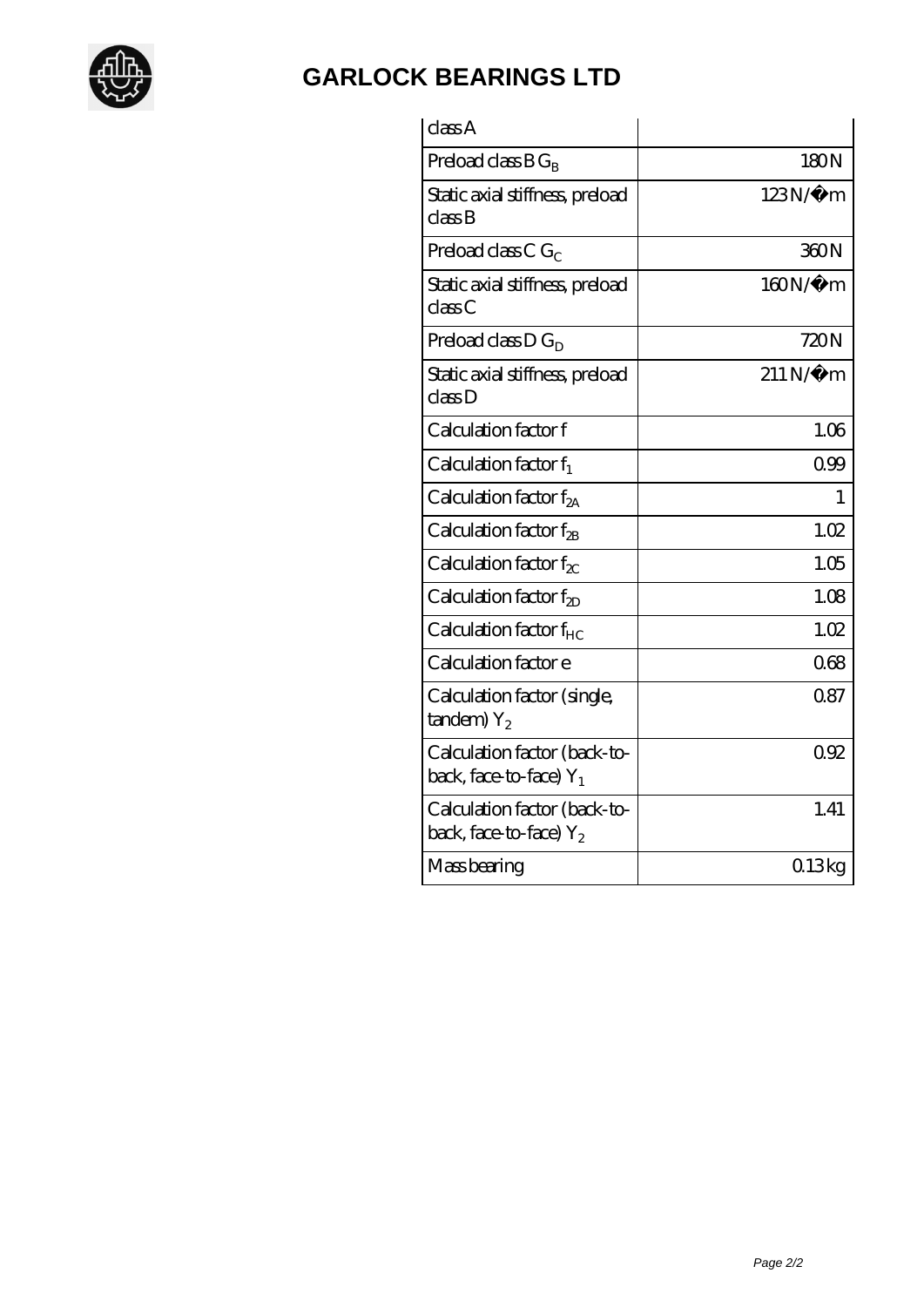# GARLOCK BEARINGS LTD

| | |
|---|---|
| class A | |
| Preload class B $G_B$ | 180 N |
| Static axial stiffness, preload class B | 123 N/µm |
| Preload class C $G_C$ | 360 N |
| Static axial stiffness, preload class C | 160 N/µm |
| Preload class D $G_D$ | 720 N |
| Static axial stiffness, preload class D | 211 N/µm |
| Calculation factor f | 1.06 |
| Calculation factor $f_1$ | 0.99 |
| Calculation factor $f_{2A}$ | 1 |
| Calculation factor $f_{2B}$ | 1.02 |
| Calculation factor $f_{2C}$ | 1.05 |
| Calculation factor $f_{2D}$ | 1.08 |
| Calculation factor $f_{HC}$ | 1.02 |
| Calculation factor e | 0.68 |
| Calculation factor (single, tandem) $Y_2$ | 0.87 |
| Calculation factor (back-to-back, face-to-face) $Y_1$ | 0.92 |
| Calculation factor (back-to-back, face-to-face) $Y_2$ | 1.41 |
| Mass bearing | 0.13 kg |